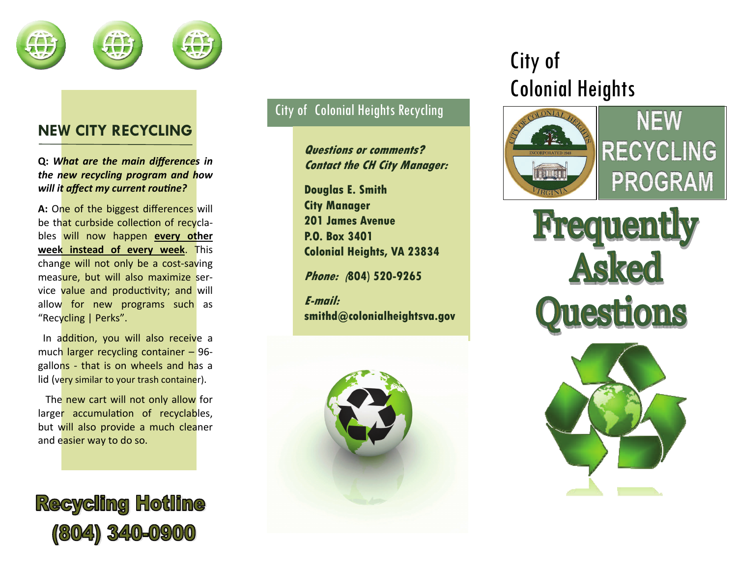## NEW CITY RECYCLING

**Q:** ***What are the main differences in the new recycling program and how will it affect my current routine?***

**A:** One of the biggest differences will be that curbside collection of recyclables will now happen **every other week instead of every week**. This change will not only be a cost-saving measure, but will also maximize service value and productivity; and will allow for new programs such as "Recycling | Perks".

In addition, you will also receive a much larger recycling container – 96-gallons - that is on wheels and has a lid (very similar to your trash container).

The new cart will not only allow for larger accumulation of recyclables, but will also provide a much cleaner and easier way to do so.

## Recycling Hotline (804) 340-0900

### City of Colonial Heights Recycling

***Questions or comments? Contact the CH City Manager:***

**Douglas E. Smith**
**City Manager**
**201 James Avenue**
**P.O. Box 3401**
**Colonial Heights, VA 23834**

***Phone:*** **(804) 520-9265**

***E-mail:***
**smithd@colonialheightsva.gov**

# City of Colonial Heights

CITY OF COLONIAL HEIGHTS
INCORPORATED 1948
VIRGINIA

## NEW RECYCLING PROGRAM

# Frequently Asked Questions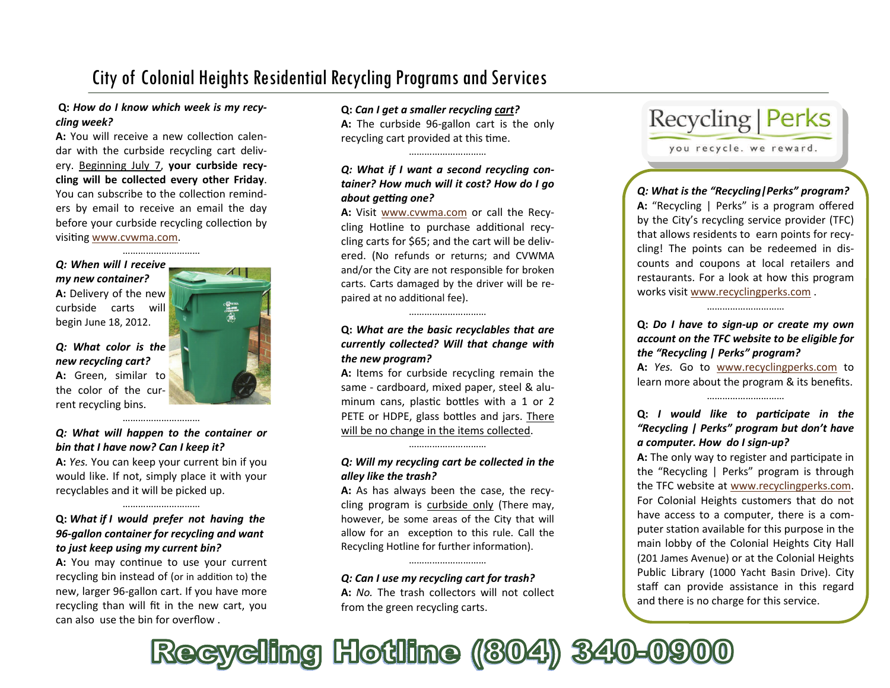# City of Colonial Heights Residential Recycling Programs and Services

**Q:** ***How do I know which week is my recycling week?***

**A:** You will receive a new collection calendar with the curbside recycling cart delivery. Beginning July 7, **your curbside recycling will be collected every other Friday**. You can subscribe to the collection reminders by email to receive an email the day before your curbside recycling collection by visiting www.cvwma.com.

…………………………

***Q: When will I receive my new container?***

**A:** Delivery of the new curbside carts will begin June 18, 2012.

***Q: What color is the new recycling cart?***

**A:** Green, similar to the color of the current recycling bins.

…………………………

***Q: What will happen to the container or bin that I have now? Can I keep it?***

**A:** *Yes.* You can keep your current bin if you would like. If not, simply place it with your recyclables and it will be picked up.

…………………………

**Q:** ***What if I would prefer not having the 96-gallon container for recycling and want to just keep using my current bin?***

**A:** You may continue to use your current recycling bin instead of (or in addition to) the new, larger 96-gallon cart. If you have more recycling than will fit in the new cart, you can also use the bin for overflow .

**Q:** ***Can I get a smaller recycling cart?***

**A:** The curbside 96-gallon cart is the only recycling cart provided at this time.

…………………………

***Q: What if I want a second recycling container? How much will it cost? How do I go about getting one?***

**A:** Visit www.cvwma.com or call the Recycling Hotline to purchase additional recycling carts for $65; and the cart will be delivered. (No refunds or returns; and CVWMA and/or the City are not responsible for broken carts. Carts damaged by the driver will be repaired at no additional fee).

…………………………

**Q:** ***What are the basic recyclables that are currently collected? Will that change with the new program?***

**A:** Items for curbside recycling remain the same - cardboard, mixed paper, steel & aluminum cans, plastic bottles with a 1 or 2 PETE or HDPE, glass bottles and jars. There will be no change in the items collected.

…………………………

***Q: Will my recycling cart be collected in the alley like the trash?***

**A:** As has always been the case, the recycling program is curbside only (There may, however, be some areas of the City that will allow for an exception to this rule. Call the Recycling Hotline for further information).

…………………………

***Q: Can I use my recycling cart for trash?***

**A:** *No.* The trash collectors will not collect from the green recycling carts.

Recycling | Perks
you recycle. we reward.

***Q: What is the "Recycling|Perks" program?***

**A:** "Recycling | Perks" is a program offered by the City's recycling service provider (TFC) that allows residents to earn points for recycling! The points can be redeemed in discounts and coupons at local retailers and restaurants. For a look at how this program works visit www.recyclingperks.com .

…………………………

**Q:** ***Do I have to sign-up or create my own account on the TFC website to be eligible for the "Recycling | Perks" program?***

**A:** *Yes.* Go to www.recyclingperks.com to learn more about the program & its benefits.

…………………………

**Q:** ***I would like to participate in the "Recycling | Perks" program but don't have a computer. How do I sign-up?***

**A:** The only way to register and participate in the "Recycling | Perks" program is through the TFC website at www.recyclingperks.com. For Colonial Heights customers that do not have access to a computer, there is a computer station available for this purpose in the main lobby of the Colonial Heights City Hall (201 James Avenue) or at the Colonial Heights Public Library (1000 Yacht Basin Drive). City staff can provide assistance in this regard and there is no charge for this service.

**Recycling Hotline (804) 340-0900**